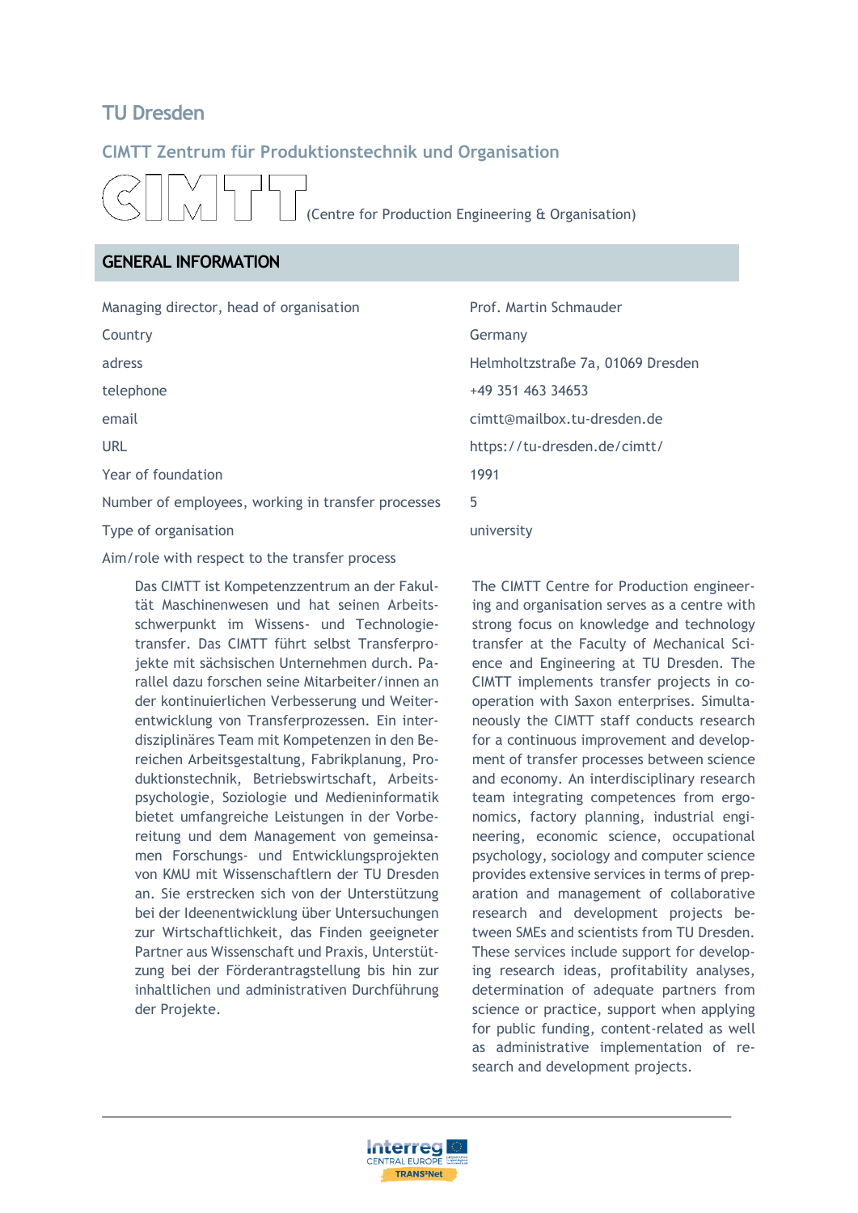# TU Dresden

## CIMTT Zentrum für Produktionstechnik und Organisation

CIMTT (Centre for Production Engineering & Organisation)

## GENERAL INFORMATION

| | |
|---|---|
| Managing director, head of organisation | Prof. Martin Schmauder |
| Country | Germany |
| adress | Helmholtzstraße 7a, 01069 Dresden |
| telephone | +49 351 463 34653 |
| email | cimtt@mailbox.tu-dresden.de |
| URL | https://tu-dresden.de/cimtt/ |
| Year of foundation | 1991 |
| Number of employees, working in transfer processes | 5 |
| Type of organisation | university |

Aim/role with respect to the transfer process

Das CIMTT ist Kompetenzzentrum an der Fakultät Maschinenwesen und hat seinen Arbeitsschwerpunkt im Wissens- und Technologietransfer. Das CIMTT führt selbst Transferprojekte mit sächsischen Unternehmen durch. Parallel dazu forschen seine Mitarbeiter/innen an der kontinuierlichen Verbesserung und Weiterentwicklung von Transferprozessen. Ein interdisziplinäres Team mit Kompetenzen in den Bereichen Arbeitsgestaltung, Fabrikplanung, Produktionstechnik, Betriebswirtschaft, Arbeitspsychologie, Soziologie und Medieninformatik bietet umfangreiche Leistungen in der Vorbereitung und dem Management von gemeinsamen Forschungs- und Entwicklungsprojekten von KMU mit Wissenschaftlern der TU Dresden an. Sie erstrecken sich von der Unterstützung bei der Ideenentwicklung über Untersuchungen zur Wirtschaftlichkeit, das Finden geeigneter Partner aus Wissenschaft und Praxis, Unterstützung bei der Förderantragstellung bis hin zur inhaltlichen und administrativen Durchführung der Projekte.

The CIMTT Centre for Production engineering and organisation serves as a centre with strong focus on knowledge and technology transfer at the Faculty of Mechanical Science and Engineering at TU Dresden. The CIMTT implements transfer projects in cooperation with Saxon enterprises. Simultaneously the CIMTT staff conducts research for a continuous improvement and development of transfer processes between science and economy. An interdisciplinary research team integrating competences from ergonomics, factory planning, industrial engineering, economic science, occupational psychology, sociology and computer science provides extensive services in terms of preparation and management of collaborative research and development projects between SMEs and scientists from TU Dresden. These services include support for developing research ideas, profitability analyses, determination of adequate partners from science or practice, support when applying for public funding, content-related as well as administrative implementation of research and development projects.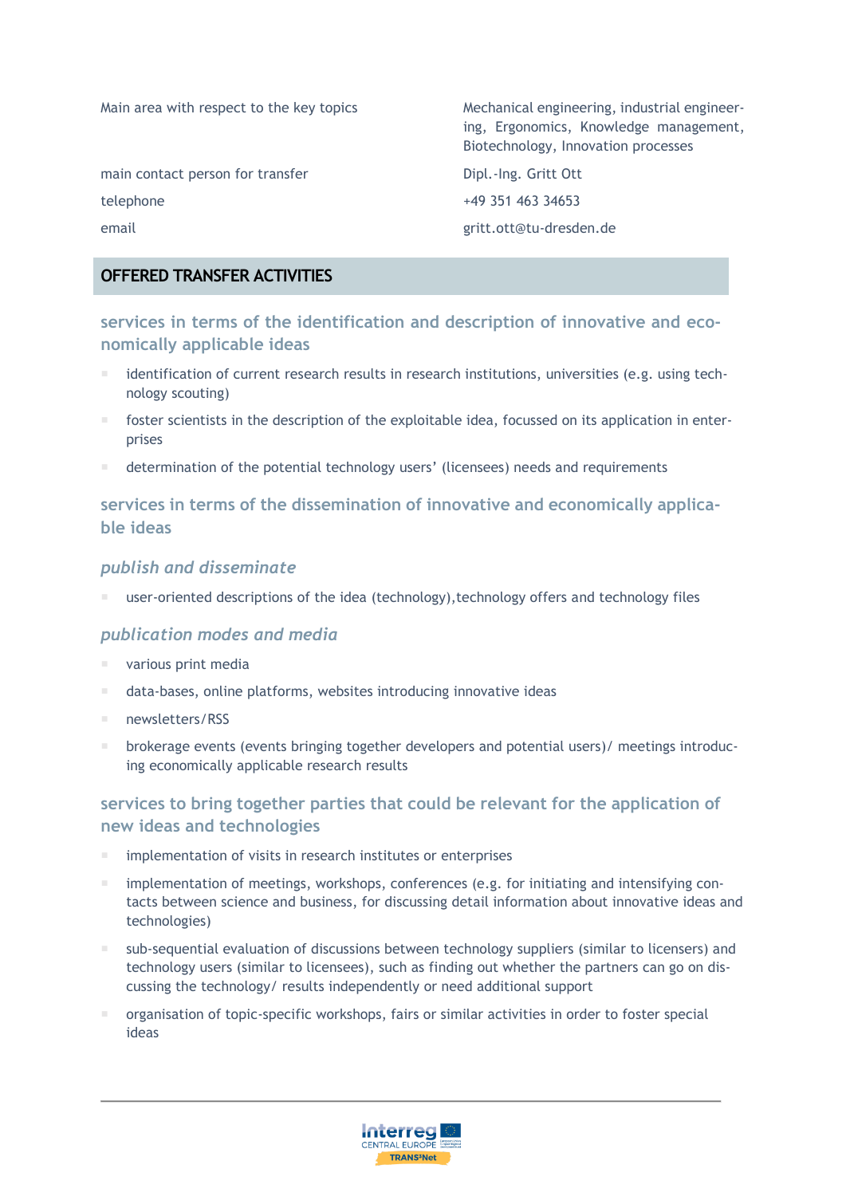| | |
|---|---|
| Main area with respect to the key topics | Mechanical engineering, industrial engineering, Ergonomics, Knowledge management, Biotechnology, Innovation processes |
| main contact person for transfer | Dipl.-Ing. Gritt Ott |
| telephone | +49 351 463 34653 |
| email | gritt.ott@tu-dresden.de |

## OFFERED TRANSFER ACTIVITIES

### services in terms of the identification and description of innovative and economically applicable ideas

- identification of current research results in research institutions, universities (e.g. using technology scouting)
- foster scientists in the description of the exploitable idea, focussed on its application in enterprises
- determination of the potential technology users' (licensees) needs and requirements

### services in terms of the dissemination of innovative and economically applicable ideas

#### *publish and disseminate*

- user-oriented descriptions of the idea (technology),technology offers and technology files

#### *publication modes and media*

- various print media
- data-bases, online platforms, websites introducing innovative ideas
- newsletters/RSS
- brokerage events (events bringing together developers and potential users)/ meetings introducing economically applicable research results

### services to bring together parties that could be relevant for the application of new ideas and technologies

- implementation of visits in research institutes or enterprises
- implementation of meetings, workshops, conferences (e.g. for initiating and intensifying contacts between science and business, for discussing detail information about innovative ideas and technologies)
- sub-sequential evaluation of discussions between technology suppliers (similar to licensers) and technology users (similar to licensees), such as finding out whether the partners can go on discussing the technology/ results independently or need additional support
- organisation of topic-specific workshops, fairs or similar activities in order to foster special ideas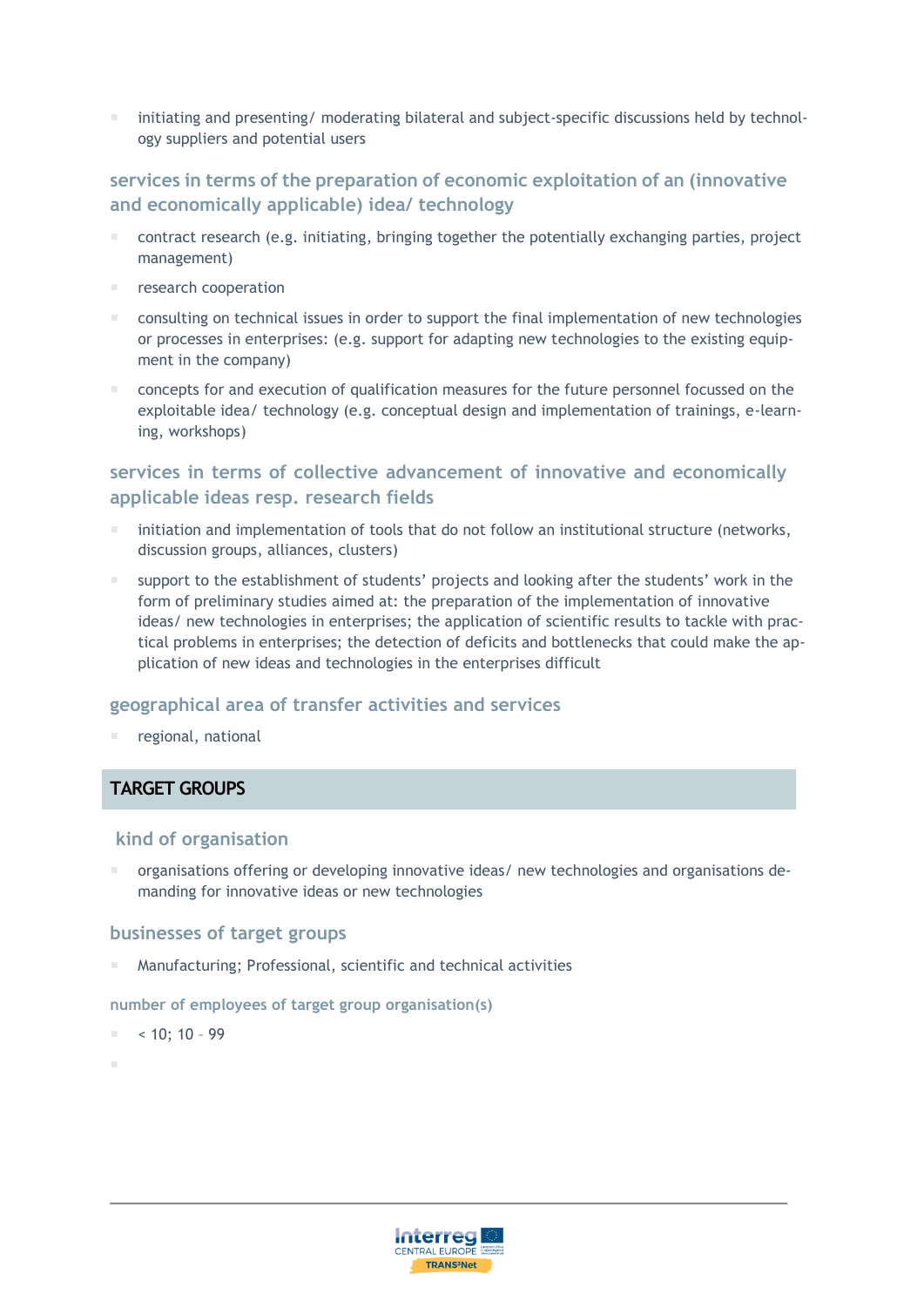- initiating and presenting/ moderating bilateral and subject-specific discussions held by technology suppliers and potential users

### services in terms of the preparation of economic exploitation of an (innovative and economically applicable) idea/ technology

- contract research (e.g. initiating, bringing together the potentially exchanging parties, project management)
- research cooperation
- consulting on technical issues in order to support the final implementation of new technologies or processes in enterprises: (e.g. support for adapting new technologies to the existing equipment in the company)
- concepts for and execution of qualification measures for the future personnel focussed on the exploitable idea/ technology (e.g. conceptual design and implementation of trainings, e-learning, workshops)

### services in terms of collective advancement of innovative and economically applicable ideas resp. research fields

- initiation and implementation of tools that do not follow an institutional structure (networks, discussion groups, alliances, clusters)
- support to the establishment of students' projects and looking after the students' work in the form of preliminary studies aimed at: the preparation of the implementation of innovative ideas/ new technologies in enterprises; the application of scientific results to tackle with practical problems in enterprises; the detection of deficits and bottlenecks that could make the application of new ideas and technologies in the enterprises difficult

### geographical area of transfer activities and services

- regional, national

## TARGET GROUPS

### kind of organisation

- organisations offering or developing innovative ideas/ new technologies and organisations demanding for innovative ideas or new technologies

### businesses of target groups

- Manufacturing; Professional, scientific and technical activities

#### number of employees of target group organisation(s)

- < 10; 10 – 99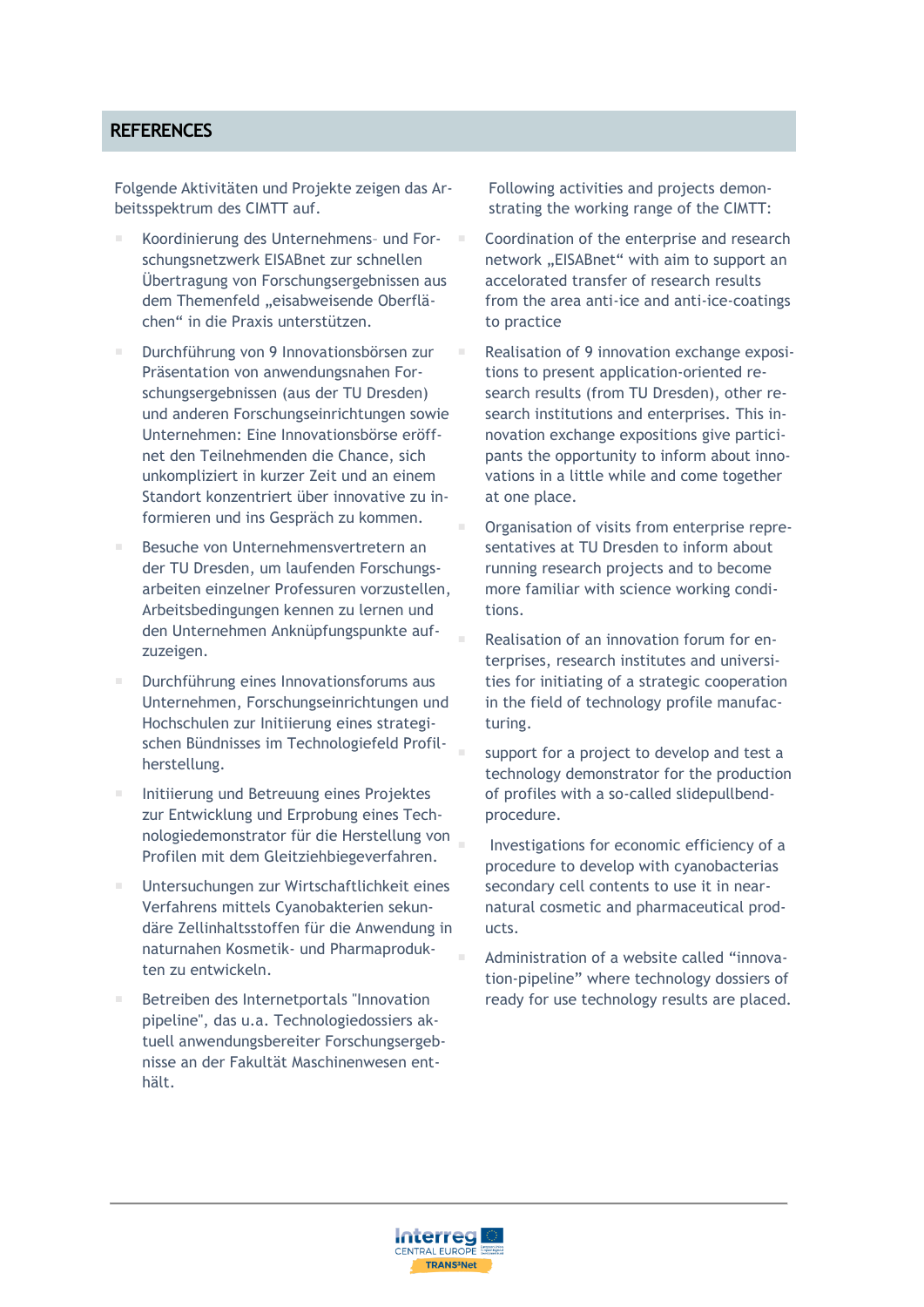## REFERENCES

Folgende Aktivitäten und Projekte zeigen das Arbeitsspektrum des CIMTT auf.

- Koordinierung des Unternehmens- und Forschungsnetzwerk EISABnet zur schnellen Übertragung von Forschungsergebnissen aus dem Themenfeld „eisabweisende Oberflächen“ in die Praxis unterstützen.
- Durchführung von 9 Innovationsbörsen zur Präsentation von anwendungsnahen Forschungsergebnissen (aus der TU Dresden) und anderen Forschungseinrichtungen sowie Unternehmen: Eine Innovationsbörse eröffnet den Teilnehmenden die Chance, sich unkompliziert in kurzer Zeit und an einem Standort konzentriert über innovative zu informieren und ins Gespräch zu kommen.
- Besuche von Unternehmensvertretern an der TU Dresden, um laufenden Forschungsarbeiten einzelner Professuren vorzustellen, Arbeitsbedingungen kennen zu lernen und den Unternehmen Anknüpfungspunkte aufzuzeigen.
- Durchführung eines Innovationsforums aus Unternehmen, Forschungseinrichtungen und Hochschulen zur Initiierung eines strategischen Bündnisses im Technologiefeld Profilherstellung.
- Initiierung und Betreuung eines Projektes zur Entwicklung und Erprobung eines Technologiedemonstrator für die Herstellung von Profilen mit dem Gleitziehbiegeverfahren.
- Untersuchungen zur Wirtschaftlichkeit eines Verfahrens mittels Cyanobakterien sekundäre Zellinhaltsstoffen für die Anwendung in naturnahen Kosmetik- und Pharmaprodukten zu entwickeln.
- Betreiben des Internetportals "Innovation pipeline", das u.a. Technologiedossiers aktuell anwendungsbereiter Forschungsergebnisse an der Fakultät Maschinenwesen enthält.

Following activities and projects demonstrating the working range of the CIMTT:

- Coordination of the enterprise and research network „EISABnet“ with aim to support an accelorated transfer of research results from the area anti-ice and anti-ice-coatings to practice
- Realisation of 9 innovation exchange expositions to present application-oriented research results (from TU Dresden), other research institutions and enterprises. This innovation exchange expositions give participants the opportunity to inform about innovations in a little while and come together at one place.
- Organisation of visits from enterprise representatives at TU Dresden to inform about running research projects and to become more familiar with science working conditions.
- Realisation of an innovation forum for enterprises, research institutes and universities for initiating of a strategic cooperation in the field of technology profile manufacturing.
- support for a project to develop and test a technology demonstrator for the production of profiles with a so-called slidepullbend-procedure.
- Investigations for economic efficiency of a procedure to develop with cyanobacterias secondary cell contents to use it in near-natural cosmetic and pharmaceutical products.
- Administration of a website called “innovation-pipeline” where technology dossiers of ready for use technology results are placed.